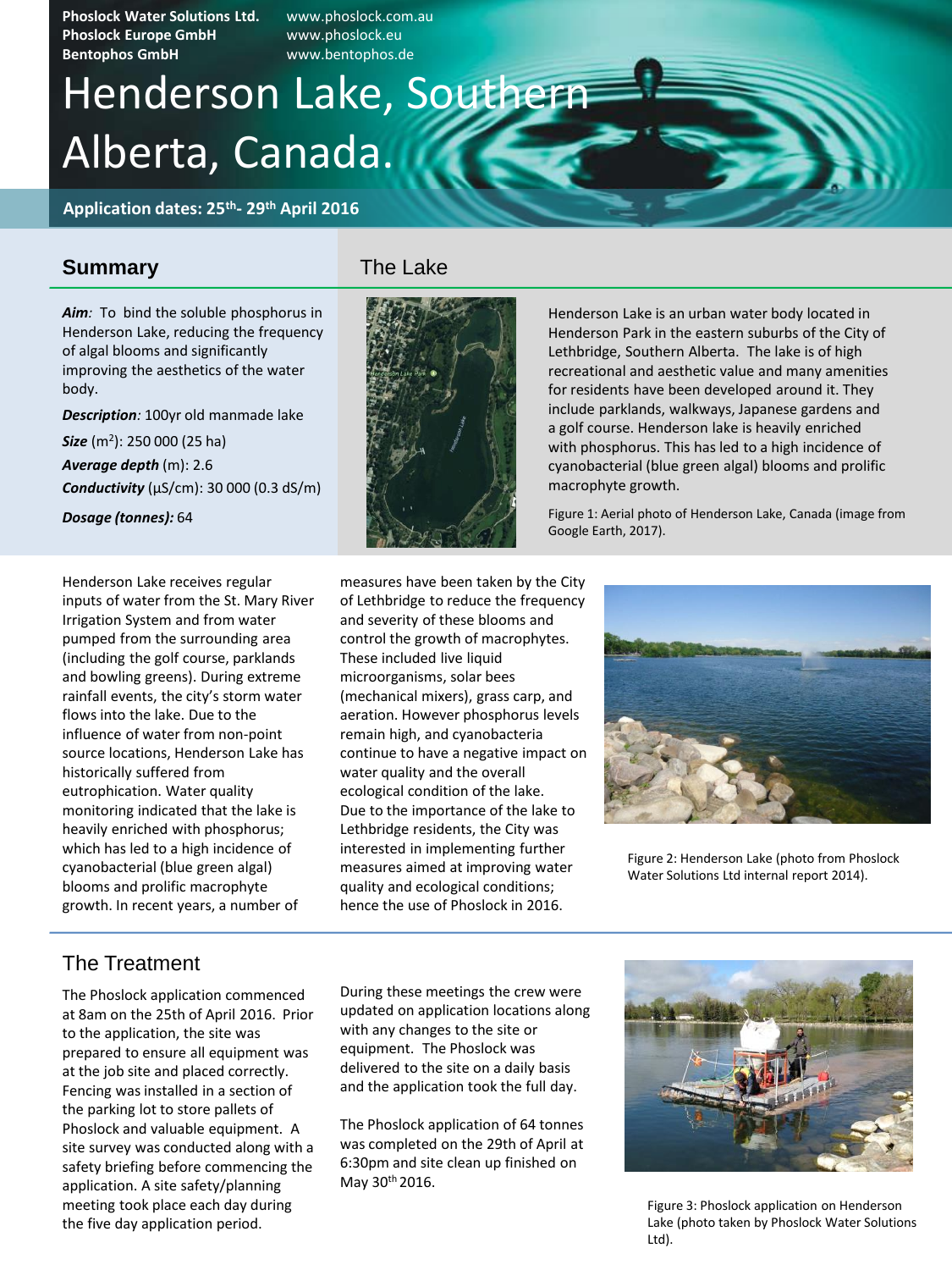**Phoslock Water Solutions Ltd.** www.phoslock.com.au
**Phoslock Europe GmbH** www.phoslock.eu
**Bentophos GmbH** www.bentophos.de

# Henderson Lake, Southern Alberta, Canada.

**Application dates: 25th- 29th April 2016**

## Summary

***Aim**:* To bind the soluble phosphorus in Henderson Lake, reducing the frequency of algal blooms and significantly improving the aesthetics of the water body.

***Description**:* 100yr old manmade lake

***Size*** ($m^2$): 250 000 (25 ha)

***Average depth*** (m): 2.6

***Conductivity*** (µS/cm): 30 000 (0.3 dS/m)

***Dosage (tonnes):*** 64

## The Lake

Henderson Lake is an urban water body located in Henderson Park in the eastern suburbs of the City of Lethbridge, Southern Alberta. The lake is of high recreational and aesthetic value and many amenities for residents have been developed around it. They include parklands, walkways, Japanese gardens and a golf course. Henderson lake is heavily enriched with phosphorus. This has led to a high incidence of cyanobacterial (blue green algal) blooms and prolific macrophyte growth.

Figure 1: Aerial photo of Henderson Lake, Canada (image from Google Earth, 2017).

Henderson Lake receives regular inputs of water from the St. Mary River Irrigation System and from water pumped from the surrounding area (including the golf course, parklands and bowling greens). During extreme rainfall events, the city's storm water flows into the lake. Due to the influence of water from non-point source locations, Henderson Lake has historically suffered from eutrophication. Water quality monitoring indicated that the lake is heavily enriched with phosphorus; which has led to a high incidence of cyanobacterial (blue green algal) blooms and prolific macrophyte growth. In recent years, a number of measures have been taken by the City of Lethbridge to reduce the frequency and severity of these blooms and control the growth of macrophytes. These included live liquid microorganisms, solar bees (mechanical mixers), grass carp, and aeration. However phosphorus levels remain high, and cyanobacteria continue to have a negative impact on water quality and the overall ecological condition of the lake. Due to the importance of the lake to Lethbridge residents, the City was interested in implementing further measures aimed at improving water quality and ecological conditions; hence the use of Phoslock in 2016.

Figure 2: Henderson Lake (photo from Phoslock Water Solutions Ltd internal report 2014).

## The Treatment

The Phoslock application commenced at 8am on the 25th of April 2016. Prior to the application, the site was prepared to ensure all equipment was at the job site and placed correctly. Fencing was installed in a section of the parking lot to store pallets of Phoslock and valuable equipment. A site survey was conducted along with a safety briefing before commencing the application. A site safety/planning meeting took place each day during the five day application period. During these meetings the crew were updated on application locations along with any changes to the site or equipment. The Phoslock was delivered to the site on a daily basis and the application took the full day.

The Phoslock application of 64 tonnes was completed on the 29th of April at 6:30pm and site clean up finished on May 30th 2016.

Figure 3: Phoslock application on Henderson Lake (photo taken by Phoslock Water Solutions Ltd).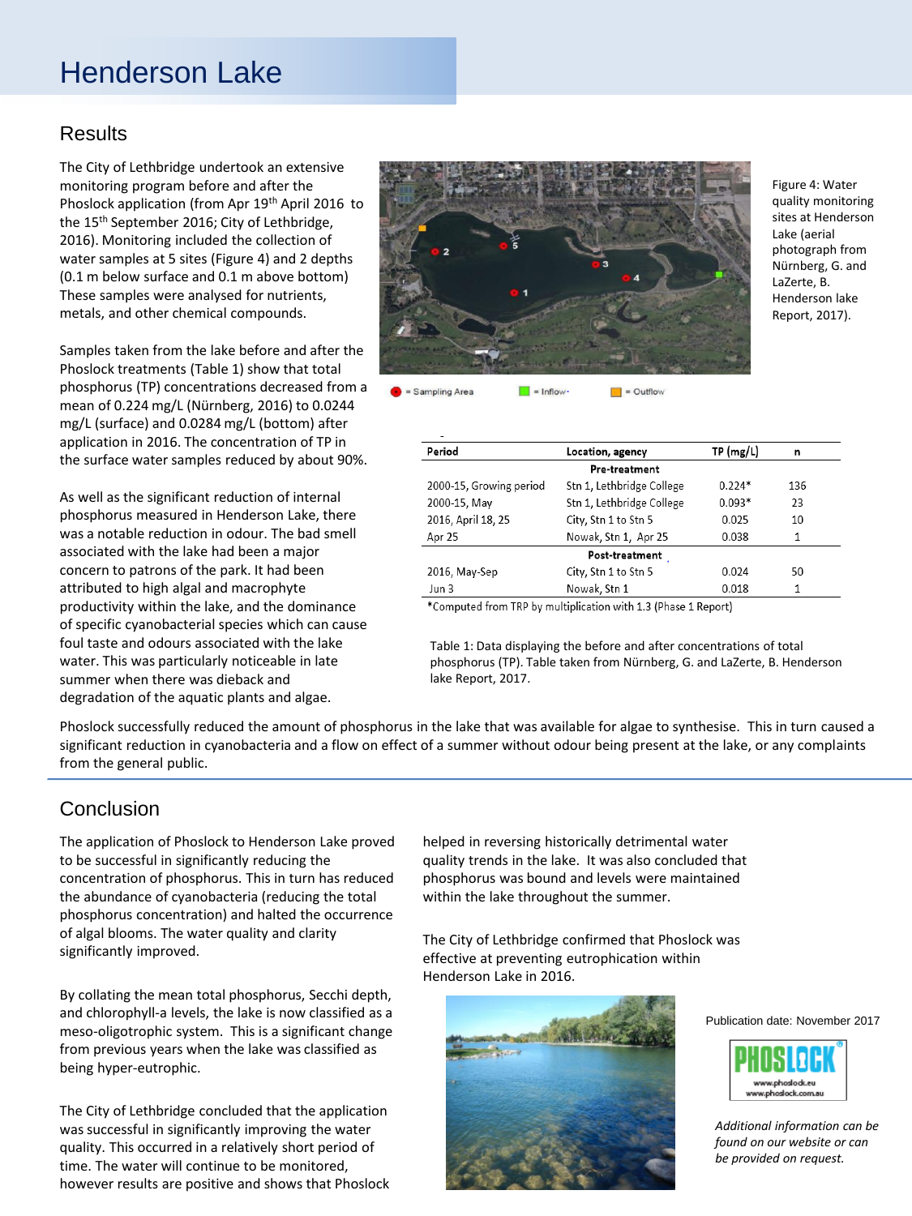# Henderson Lake

## Results

The City of Lethbridge undertook an extensive monitoring program before and after the Phoslock application (from Apr 19th April 2016 to the 15th September 2016; City of Lethbridge, 2016). Monitoring included the collection of water samples at 5 sites (Figure 4) and 2 depths (0.1 m below surface and 0.1 m above bottom) These samples were analysed for nutrients, metals, and other chemical compounds.

Samples taken from the lake before and after the Phoslock treatments (Table 1) show that total phosphorus (TP) concentrations decreased from a mean of 0.224 mg/L (Nürnberg, 2016) to 0.0244 mg/L (surface) and 0.0284 mg/L (bottom) after application in 2016. The concentration of TP in the surface water samples reduced by about 90%.

As well as the significant reduction of internal phosphorus measured in Henderson Lake, there was a notable reduction in odour. The bad smell associated with the lake had been a major concern to patrons of the park. It had been attributed to high algal and macrophyte productivity within the lake, and the dominance of specific cyanobacterial species which can cause foul taste and odours associated with the lake water. This was particularly noticeable in late summer when there was dieback and degradation of the aquatic plants and algae.

= Sampling Area
= Inflow
= Outflow

Figure 4: Water quality monitoring sites at Henderson Lake (aerial photograph from Nürnberg, G. and LaZerte, B. Henderson lake Report, 2017).

| Period | Location, agency | TP (mg/L) | n |
|---|---|---|---|
| | Pre-treatment | | |
| 2000-15, Growing period | Stn 1, Lethbridge College | 0.224* | 136 |
| 2000-15, May | Stn 1, Lethbridge College | 0.093* | 23 |
| 2016, April 18, 25 | City, Stn 1 to Stn 5 | 0.025 | 10 |
| Apr 25 | Nowak, Stn 1, Apr 25 | 0.038 | 1 |
| | Post-treatment | | |
| 2016, May-Sep | City, Stn 1 to Stn 5 | 0.024 | 50 |
| Jun 3 | Nowak, Stn 1 | 0.018 | 1 |

*Computed from TRP by multiplication with 1.3 (Phase 1 Report)

Table 1: Data displaying the before and after concentrations of total phosphorus (TP). Table taken from Nürnberg, G. and LaZerte, B. Henderson lake Report, 2017.

Phoslock successfully reduced the amount of phosphorus in the lake that was available for algae to synthesise. This in turn caused a significant reduction in cyanobacteria and a flow on effect of a summer without odour being present at the lake, or any complaints from the general public.

## Conclusion

The application of Phoslock to Henderson Lake proved to be successful in significantly reducing the concentration of phosphorus. This in turn has reduced the abundance of cyanobacteria (reducing the total phosphorus concentration) and halted the occurrence of algal blooms. The water quality and clarity significantly improved.

By collating the mean total phosphorus, Secchi depth, and chlorophyll-a levels, the lake is now classified as a meso-oligotrophic system. This is a significant change from previous years when the lake was classified as being hyper-eutrophic.

The City of Lethbridge concluded that the application was successful in significantly improving the water quality. This occurred in a relatively short period of time. The water will continue to be monitored, however results are positive and shows that Phoslock helped in reversing historically detrimental water quality trends in the lake. It was also concluded that phosphorus was bound and levels were maintained within the lake throughout the summer.

The City of Lethbridge confirmed that Phoslock was effective at preventing eutrophication within Henderson Lake in 2016.

Publication date: November 2017

PHOSLOCK
www.phoslock.eu
www.phoslock.com.au

*Additional information can be found on our website or can be provided on request.*